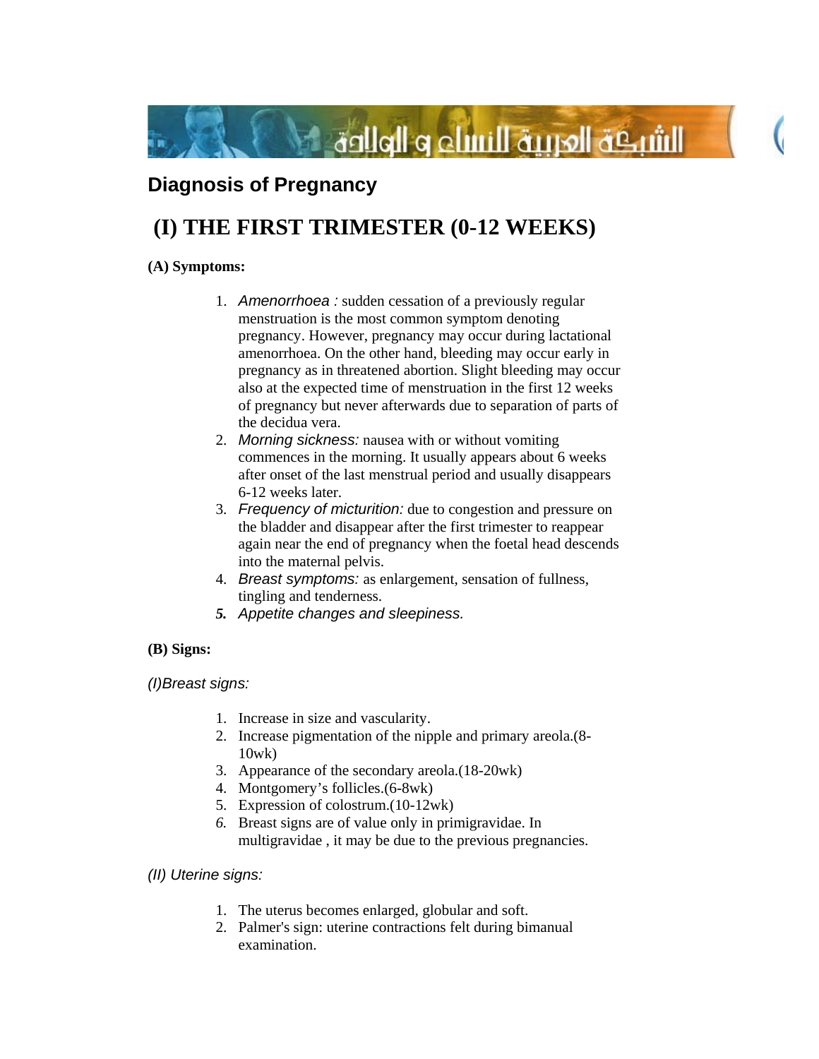# Diagnosis of Pregnancy

## (I) THE FIRST TRIMESTER (0-12 WEEKS)

**(A) Symptoms:**

1. *Amenorrhoea :* sudden cessation of a previously regular menstruation is the most common symptom denoting pregnancy. However, pregnancy may occur during lactational amenorrhoea. On the other hand, bleeding may occur early in pregnancy as in threatened abortion. Slight bleeding may occur also at the expected time of menstruation in the first 12 weeks of pregnancy but never afterwards due to separation of parts of the decidua vera.
2. *Morning sickness:* nausea with or without vomiting commences in the morning. It usually appears about 6 weeks after onset of the last menstrual period and usually disappears 6-12 weeks later.
3. *Frequency of micturition:* due to congestion and pressure on the bladder and disappear after the first trimester to reappear again near the end of pregnancy when the foetal head descends into the maternal pelvis.
4. *Breast symptoms:* as enlargement, sensation of fullness, tingling and tenderness.
5. *Appetite changes and sleepiness.*

**(B) Signs:**

*(I)Breast signs:*

1. Increase in size and vascularity.
2. Increase pigmentation of the nipple and primary areola.(8-10wk)
3. Appearance of the secondary areola.(18-20wk)
4. Montgomery's follicles.(6-8wk)
5. Expression of colostrum.(10-12wk)
6. Breast signs are of value only in primigravidae. In multigravidae , it may be due to the previous pregnancies.

*(II) Uterine signs:*

1. The uterus becomes enlarged, globular and soft.
2. Palmer's sign: uterine contractions felt during bimanual examination.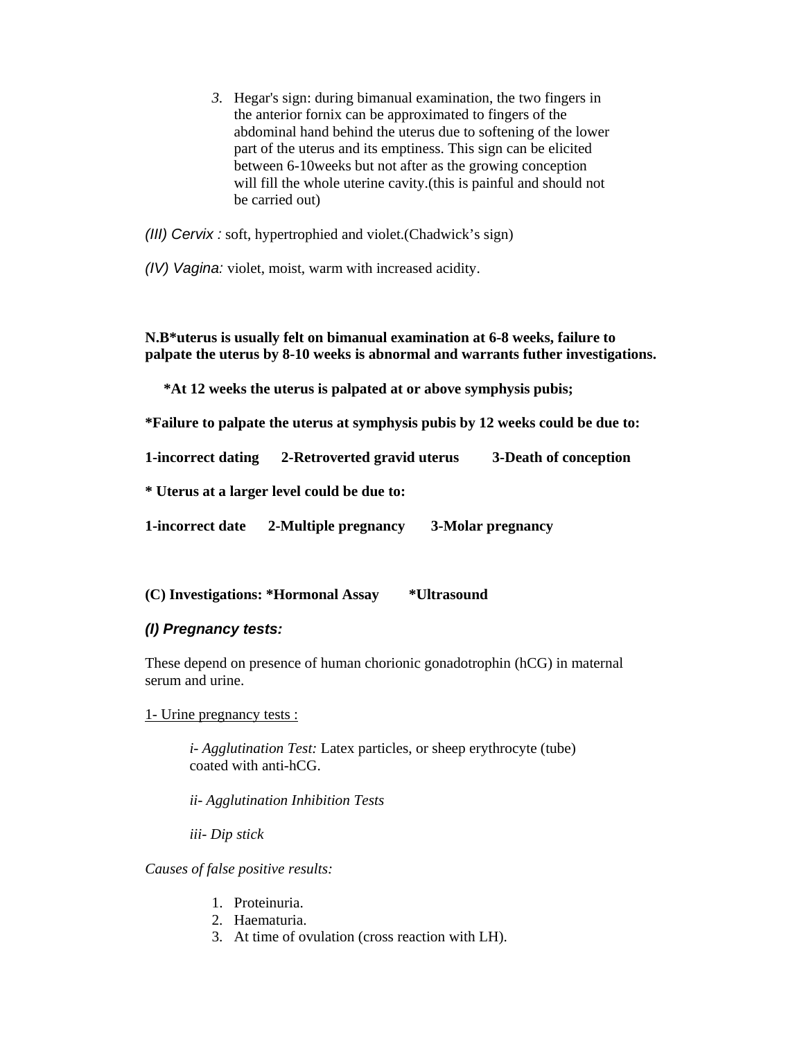3. Hegar's sign: during bimanual examination, the two fingers in the anterior fornix can be approximated to fingers of the abdominal hand behind the uterus due to softening of the lower part of the uterus and its emptiness. This sign can be elicited between 6-10weeks but not after as the growing conception will fill the whole uterine cavity.(this is painful and should not be carried out)

*(III) Cervix :* soft, hypertrophied and violet.(Chadwick's sign)

*(IV) Vagina:* violet, moist, warm with increased acidity.

**N.B*uterus is usually felt on bimanual examination at 6-8 weeks, failure to palpate the uterus by 8-10 weeks is abnormal and warrants futher investigations.**

**\*At 12 weeks the uterus is palpated at or above symphysis pubis;**

**\*Failure to palpate the uterus at symphysis pubis by 12 weeks could be due to:**

**1-incorrect dating 2-Retroverted gravid uterus 3-Death of conception**

**\* Uterus at a larger level could be due to:**

**1-incorrect date 2-Multiple pregnancy 3-Molar pregnancy**

**(C) Investigations: *Hormonal Assay *Ultrasound**

***(I) Pregnancy tests:***

These depend on presence of human chorionic gonadotrophin (hCG) in maternal serum and urine.

<u>1- Urine pregnancy tests :</u>

*i- Agglutination Test:* Latex particles, or sheep erythrocyte (tube) coated with anti-hCG.

*ii- Agglutination Inhibition Tests*

*iii- Dip stick*

*Causes of false positive results:*

1. Proteinuria.
2. Haematuria.
3. At time of ovulation (cross reaction with LH).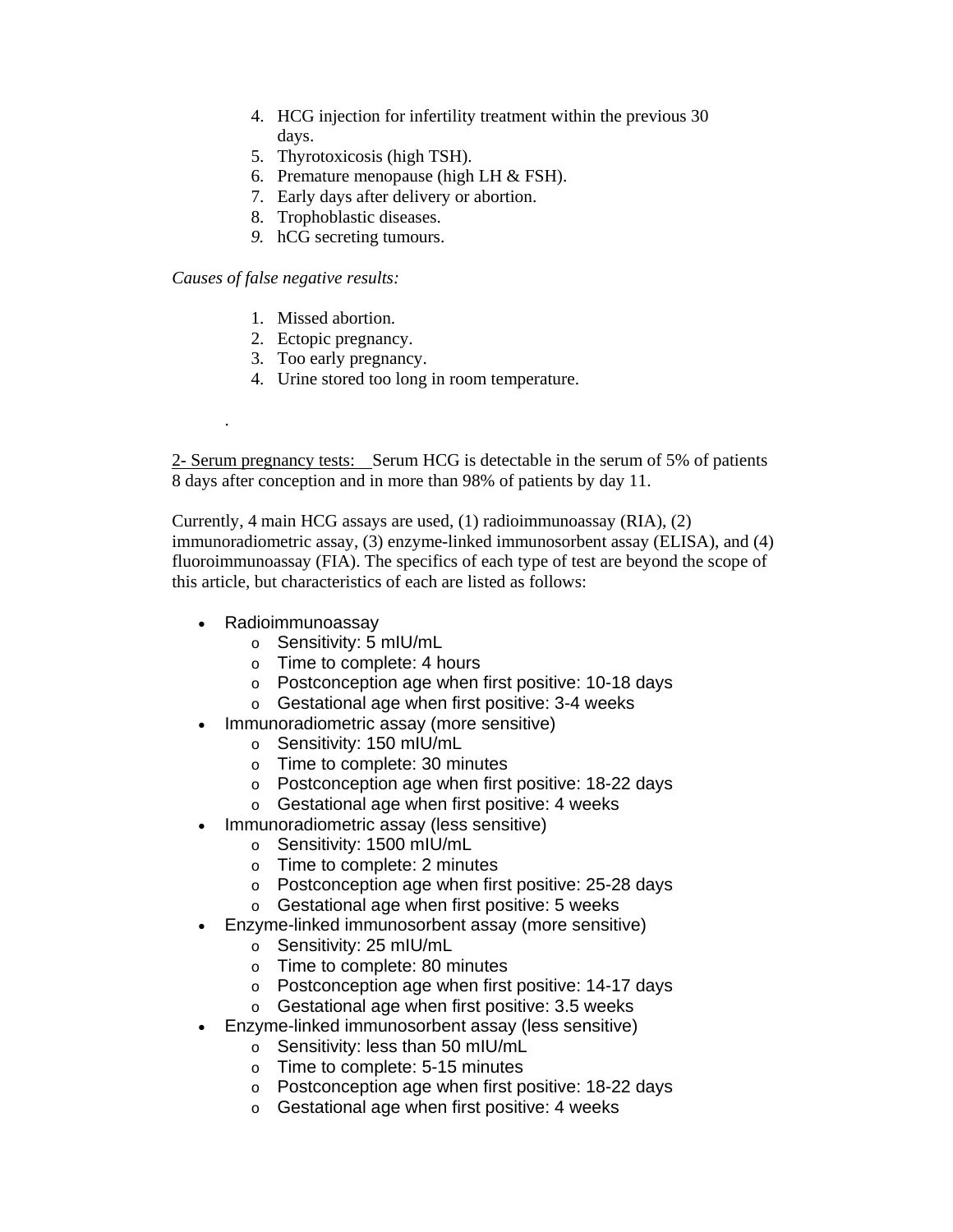4. HCG injection for infertility treatment within the previous 30 days.
5. Thyrotoxicosis (high TSH).
6. Premature menopause (high LH & FSH).
7. Early days after delivery or abortion.
8. Trophoblastic diseases.
9. hCG secreting tumours.

*Causes of false negative results:*

1. Missed abortion.
2. Ectopic pregnancy.
3. Too early pregnancy.
4. Urine stored too long in room temperature.

.

2- Serum pregnancy tests: Serum HCG is detectable in the serum of 5% of patients 8 days after conception and in more than 98% of patients by day 11.

Currently, 4 main HCG assays are used, (1) radioimmunoassay (RIA), (2) immunoradiometric assay, (3) enzyme-linked immunosorbent assay (ELISA), and (4) fluoroimmunoassay (FIA). The specifics of each type of test are beyond the scope of this article, but characteristics of each are listed as follows:

- Radioimmunoassay
  - Sensitivity: 5 mIU/mL
  - Time to complete: 4 hours
  - Postconception age when first positive: 10-18 days
  - Gestational age when first positive: 3-4 weeks
- Immunoradiometric assay (more sensitive)
  - Sensitivity: 150 mIU/mL
  - Time to complete: 30 minutes
  - Postconception age when first positive: 18-22 days
  - Gestational age when first positive: 4 weeks
- Immunoradiometric assay (less sensitive)
  - Sensitivity: 1500 mIU/mL
  - Time to complete: 2 minutes
  - Postconception age when first positive: 25-28 days
  - Gestational age when first positive: 5 weeks
- Enzyme-linked immunosorbent assay (more sensitive)
  - Sensitivity: 25 mIU/mL
  - Time to complete: 80 minutes
  - Postconception age when first positive: 14-17 days
  - Gestational age when first positive: 3.5 weeks
- Enzyme-linked immunosorbent assay (less sensitive)
  - Sensitivity: less than 50 mIU/mL
  - Time to complete: 5-15 minutes
  - Postconception age when first positive: 18-22 days
  - Gestational age when first positive: 4 weeks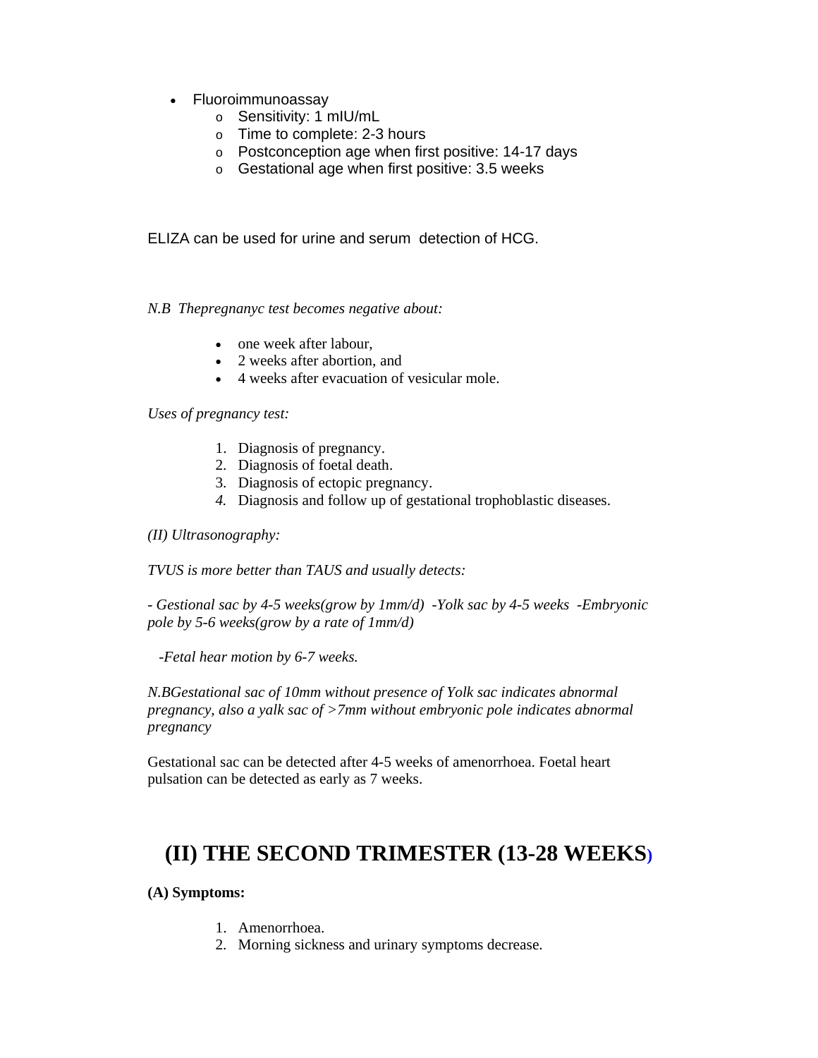- Fluoroimmunoassay
  - Sensitivity: 1 mIU/mL
  - Time to complete: 2-3 hours
  - Postconception age when first positive: 14-17 days
  - Gestational age when first positive: 3.5 weeks

ELIZA can be used for urine and serum detection of HCG.

*N.B Thepregnanyc test becomes negative about:*

- one week after labour,
- 2 weeks after abortion, and
- 4 weeks after evacuation of vesicular mole.

*Uses of pregnancy test:*

1. Diagnosis of pregnancy.
2. Diagnosis of foetal death.
3. Diagnosis of ectopic pregnancy.
4. Diagnosis and follow up of gestational trophoblastic diseases.

*(II) Ultrasonography:*

*TVUS is more better than TAUS and usually detects:*

*- Gestional sac by 4-5 weeks(grow by 1mm/d) -Yolk sac by 4-5 weeks -Embryonic pole by 5-6 weeks(grow by a rate of 1mm/d)*

*-Fetal hear motion by 6-7 weeks.*

*N.BGestational sac of 10mm without presence of Yolk sac indicates abnormal pregnancy, also a yalk sac of >7mm without embryonic pole indicates abnormal pregnancy*

Gestational sac can be detected after 4-5 weeks of amenorrhoea. Foetal heart pulsation can be detected as early as 7 weeks.

# (II) THE SECOND TRIMESTER (13-28 WEEKS)

**(A) Symptoms:**

1. Amenorrhoea.
2. Morning sickness and urinary symptoms decrease.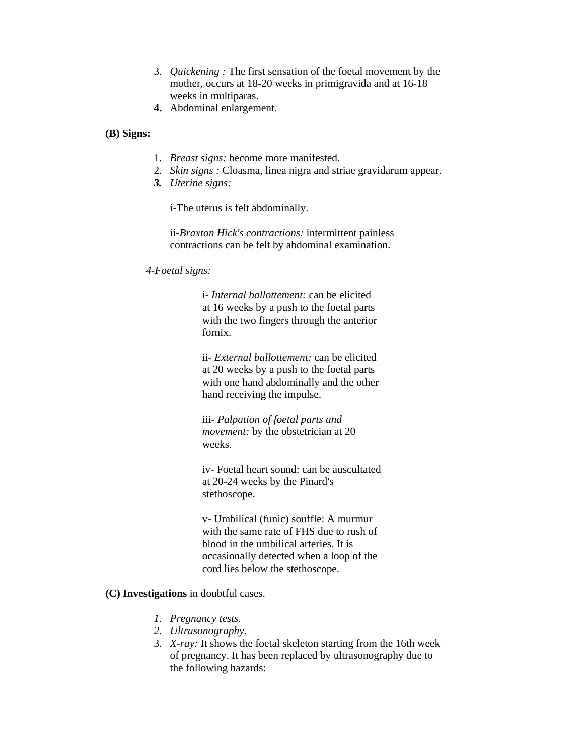3. *Quickening :* The first sensation of the foetal movement by the mother, occurs at 18-20 weeks in primigravida and at 16-18 weeks in multiparas.
4. Abdominal enlargement.

**(B) Signs:**

1. *Breast signs:* become more manifested.
2. *Skin signs :* Cloasma, linea nigra and striae gravidarum appear.
3. ***Uterine signs:***

   i-The uterus is felt abdominally.

   ii-*Braxton Hick's contractions:* intermittent painless contractions can be felt by abdominal examination.

*4-Foetal signs:*

i- *Internal ballottement:* can be elicited at 16 weeks by a push to the foetal parts with the two fingers through the anterior fornix.

ii- *External ballottement:* can be elicited at 20 weeks by a push to the foetal parts with one hand abdominally and the other hand receiving the impulse.

iii- *Palpation of foetal parts and movement:* by the obstetrician at 20 weeks.

iv- Foetal heart sound: can be auscultated at 20-24 weeks by the Pinard's stethoscope.

v- Umbilical (funic) souffle: A murmur with the same rate of FHS due to rush of blood in the umbilical arteries. It is occasionally detected when a loop of the cord lies below the stethoscope.

**(C) Investigations** in doubtful cases.

1. *Pregnancy tests.*
2. *Ultrasonography.*
3. *X-ray:* It shows the foetal skeleton starting from the 16th week of pregnancy. It has been replaced by ultrasonography due to the following hazards: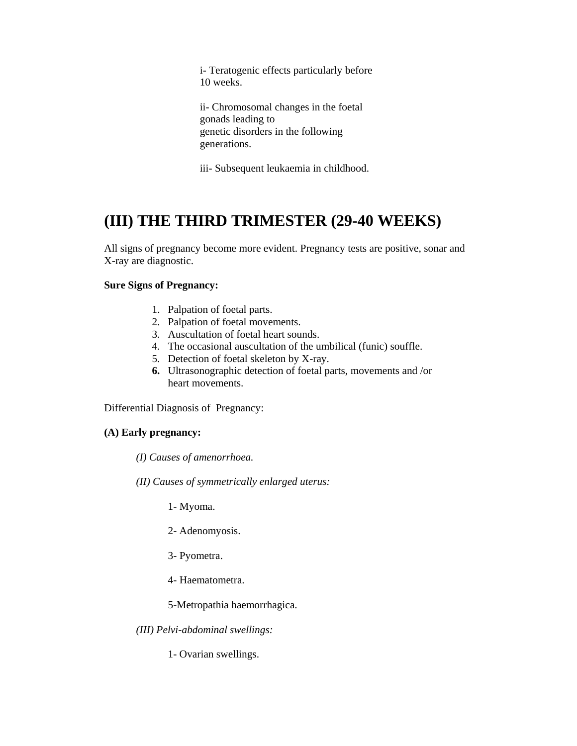i- Teratogenic effects particularly before 10 weeks.

ii- Chromosomal changes in the foetal gonads leading to genetic disorders in the following generations.

iii- Subsequent leukaemia in childhood.

# (III) THE THIRD TRIMESTER (29-40 WEEKS)

All signs of pregnancy become more evident. Pregnancy tests are positive, sonar and X-ray are diagnostic.

**Sure Signs of Pregnancy:**

1. Palpation of foetal parts.
2. Palpation of foetal movements.
3. Auscultation of foetal heart sounds.
4. The occasional auscultation of the umbilical (funic) souffle.
5. Detection of foetal skeleton by X-ray.
6. Ultrasonographic detection of foetal parts, movements and /or heart movements.

Differential Diagnosis of Pregnancy:

**(A) Early pregnancy:**

*(I) Causes of amenorrhoea.*

*(II) Causes of symmetrically enlarged uterus:*

1- Myoma.

2- Adenomyosis.

3- Pyometra.

4- Haematometra.

5-Metropathia haemorrhagica.

*(III) Pelvi-abdominal swellings:*

1- Ovarian swellings.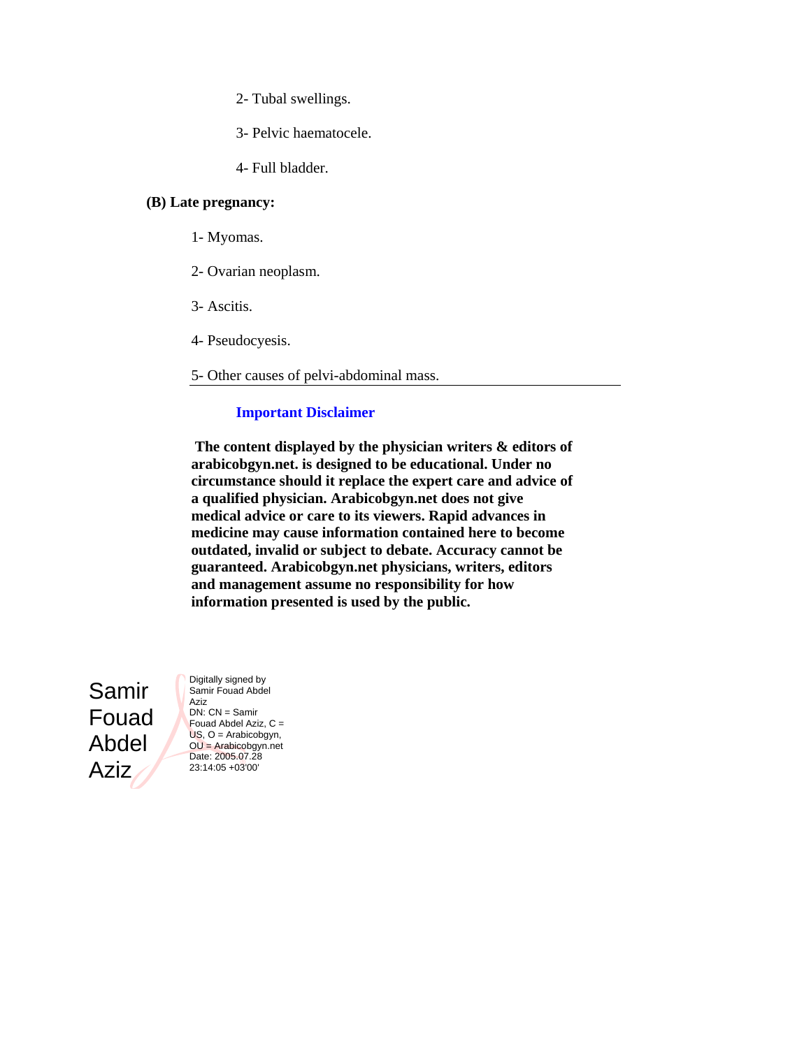2- Tubal swellings.

3- Pelvic haematocele.

4- Full bladder.

**(B) Late pregnancy:**

1- Myomas.

2- Ovarian neoplasm.

3- Ascitis.

4- Pseudocyesis.

5- Other causes of pelvi-abdominal mass.

---

**Important Disclaimer**

**The content displayed by the physician writers & editors of arabicobgyn.net. is designed to be educational. Under no circumstance should it replace the expert care and advice of a qualified physician. Arabicobgyn.net does not give medical advice or care to its viewers. Rapid advances in medicine may cause information contained here to become outdated, invalid or subject to debate. Accuracy cannot be guaranteed. Arabicobgyn.net physicians, writers, editors and management assume no responsibility for how information presented is used by the public.**

Samir Fouad Abdel Aziz

Digitally signed by Samir Fouad Abdel Aziz
DN: CN = Samir Fouad Abdel Aziz, C = US, O = Arabicobgyn, OU = Arabicobgyn.net
Date: 2005.07.28 23:14:05 +03'00'